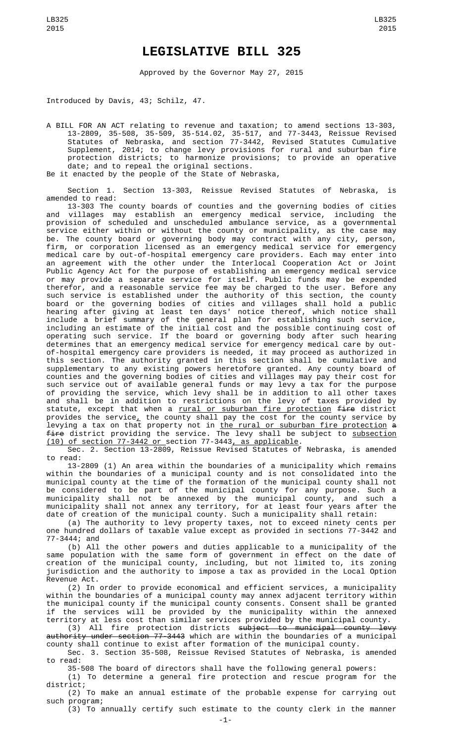# LEGISLATIVE BILL 325

Approved by the Governor May 27, 2015

Introduced by Davis, 43; Schilz, 47.

A BILL FOR AN ACT relating to revenue and taxation; to amend sections 13-303, 13-2809, 35-508, 35-509, 35-514.02, 35-517, and 77-3443, Reissue Revised Statutes of Nebraska, and section 77-3442, Revised Statutes Cumulative Supplement, 2014; to change levy provisions for rural and suburban fire protection districts; to harmonize provisions; to provide an operative date; and to repeal the original sections.

Be it enacted by the people of the State of Nebraska,

Section 1. Section 13-303, Reissue Revised Statutes of Nebraska, is amended to read:

13-303 The county boards of counties and the governing bodies of cities and villages may establish an emergency medical service, including the provision of scheduled and unscheduled ambulance service, as a governmental service either within or without the county or municipality, as the case may be. The county board or governing body may contract with any city, person, firm, or corporation licensed as an emergency medical service for emergency medical care by out-of-hospital emergency care providers. Each may enter into an agreement with the other under the Interlocal Cooperation Act or Joint Public Agency Act for the purpose of establishing an emergency medical service or may provide a separate service for itself. Public funds may be expended therefor, and a reasonable service fee may be charged to the user. Before any such service is established under the authority of this section, the county board or the governing bodies of cities and villages shall hold a public hearing after giving at least ten days' notice thereof, which notice shall include a brief summary of the general plan for establishing such service, including an estimate of the initial cost and the possible continuing cost of operating such service. If the board or governing body after such hearing determines that an emergency medical service for emergency medical care by out-of-hospital emergency care providers is needed, it may proceed as authorized in this section. The authority granted in this section shall be cumulative and supplementary to any existing powers heretofore granted. Any county board of counties and the governing bodies of cities and villages may pay their cost for such service out of available general funds or may levy a tax for the purpose of providing the service, which levy shall be in addition to all other taxes and shall be in addition to restrictions on the levy of taxes provided by statute, except that when a rural or suburban fire protection ~~fire~~ district provides the service, the county shall pay the cost for the county service by levying a tax on that property not in the rural or suburban fire protection ~~a fire~~ district providing the service. The levy shall be subject to subsection (10) of section 77-3442 or section 77-3443, as applicable.

Sec. 2. Section 13-2809, Reissue Revised Statutes of Nebraska, is amended to read:

13-2809 (1) An area within the boundaries of a municipality which remains within the boundaries of a municipal county and is not consolidated into the municipal county at the time of the formation of the municipal county shall not be considered to be part of the municipal county for any purpose. Such a municipality shall not be annexed by the municipal county, and such a municipality shall not annex any territory, for at least four years after the date of creation of the municipal county. Such a municipality shall retain:

(a) The authority to levy property taxes, not to exceed ninety cents per one hundred dollars of taxable value except as provided in sections 77-3442 and 77-3444; and

(b) All the other powers and duties applicable to a municipality of the same population with the same form of government in effect on the date of creation of the municipal county, including, but not limited to, its zoning jurisdiction and the authority to impose a tax as provided in the Local Option Revenue Act.

(2) In order to provide economical and efficient services, a municipality within the boundaries of a municipal county may annex adjacent territory within the municipal county if the municipal county consents. Consent shall be granted if the services will be provided by the municipality within the annexed territory at less cost than similar services provided by the municipal county.

(3) All fire protection districts ~~subject to municipal county levy authority under section 77-3443~~ which are within the boundaries of a municipal county shall continue to exist after formation of the municipal county.

Sec. 3. Section 35-508, Reissue Revised Statutes of Nebraska, is amended to read:

35-508 The board of directors shall have the following general powers:

(1) To determine a general fire protection and rescue program for the district;

(2) To make an annual estimate of the probable expense for carrying out such program;

(3) To annually certify such estimate to the county clerk in the manner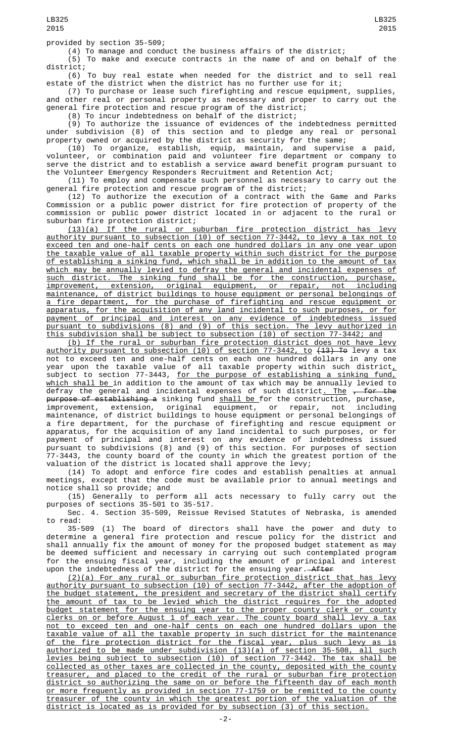provided by section 35-509;

(4) To manage and conduct the business affairs of the district;

(5) To make and execute contracts in the name of and on behalf of the district;

(6) To buy real estate when needed for the district and to sell real estate of the district when the district has no further use for it;

(7) To purchase or lease such firefighting and rescue equipment, supplies, and other real or personal property as necessary and proper to carry out the general fire protection and rescue program of the district;

(8) To incur indebtedness on behalf of the district;

(9) To authorize the issuance of evidences of the indebtedness permitted under subdivision (8) of this section and to pledge any real or personal property owned or acquired by the district as security for the same;

(10) To organize, establish, equip, maintain, and supervise a paid, volunteer, or combination paid and volunteer fire department or company to serve the district and to establish a service award benefit program pursuant to the Volunteer Emergency Responders Recruitment and Retention Act;

(11) To employ and compensate such personnel as necessary to carry out the general fire protection and rescue program of the district;

(12) To authorize the execution of a contract with the Game and Parks Commission or a public power district for fire protection of property of the commission or public power district located in or adjacent to the rural or suburban fire protection district;

(13)(a) If the rural or suburban fire protection district has levy authority pursuant to subsection (10) of section 77-3442, to levy a tax not to exceed ten and one-half cents on each one hundred dollars in any one year upon the taxable value of all taxable property within such district for the purpose of establishing a sinking fund, which shall be in addition to the amount of tax which may be annually levied to defray the general and incidental expenses of such district. The sinking fund shall be for the construction, purchase, improvement, extension, original equipment, or repair, not including maintenance, of district buildings to house equipment or personal belongings of a fire department, for the purchase of firefighting and rescue equipment or apparatus, for the acquisition of any land incidental to such purposes, or for payment of principal and interest on any evidence of indebtedness issued pursuant to subdivisions (8) and (9) of this section. The levy authorized in this subdivision shall be subject to subsection (10) of section 77-3442; and

(b) If the rural or suburban fire protection district does not have levy authority pursuant to subsection (10) of section 77-3442, to ~~(13) To~~ levy a tax not to exceed ten and one-half cents on each one hundred dollars in any one year upon the taxable value of all taxable property within such district, subject to section 77-3443, for the purpose of establishing a sinking fund, which shall be in addition to the amount of tax which may be annually levied to defray the general and incidental expenses of such district. The ~~, for the purpose of establishing a~~ sinking fund shall be for the construction, purchase, improvement, extension, original equipment, or repair, not including maintenance, of district buildings to house equipment or personal belongings of a fire department, for the purchase of firefighting and rescue equipment or apparatus, for the acquisition of any land incidental to such purposes, or for payment of principal and interest on any evidence of indebtedness issued pursuant to subdivisions (8) and (9) of this section. For purposes of section 77-3443, the county board of the county in which the greatest portion of the valuation of the district is located shall approve the levy;

(14) To adopt and enforce fire codes and establish penalties at annual meetings, except that the code must be available prior to annual meetings and notice shall so provide; and

(15) Generally to perform all acts necessary to fully carry out the purposes of sections 35-501 to 35-517.

Sec. 4. Section 35-509, Reissue Revised Statutes of Nebraska, is amended to read:

35-509 (1) The board of directors shall have the power and duty to determine a general fire protection and rescue policy for the district and shall annually fix the amount of money for the proposed budget statement as may be deemed sufficient and necessary in carrying out such contemplated program for the ensuing fiscal year, including the amount of principal and interest upon the indebtedness of the district for the ensuing year. ~~After~~

(2)(a) For any rural or suburban fire protection district that has levy authority pursuant to subsection (10) of section 77-3442, after the adoption of the budget statement, the president and secretary of the district shall certify the amount of tax to be levied which the district requires for the adopted budget statement for the ensuing year to the proper county clerk or county clerks on or before August 1 of each year. The county board shall levy a tax not to exceed ten and one-half cents on each one hundred dollars upon the taxable value of all the taxable property in such district for the maintenance of the fire protection district for the fiscal year, plus such levy as is authorized to be made under subdivision (13)(a) of section 35-508, all such levies being subject to subsection (10) of section 77-3442. The tax shall be collected as other taxes are collected in the county, deposited with the county treasurer, and placed to the credit of the rural or suburban fire protection district so authorizing the same on or before the fifteenth day of each month or more frequently as provided in section 77-1759 or be remitted to the county treasurer of the county in which the greatest portion of the valuation of the district is located as is provided for by subsection (3) of this section.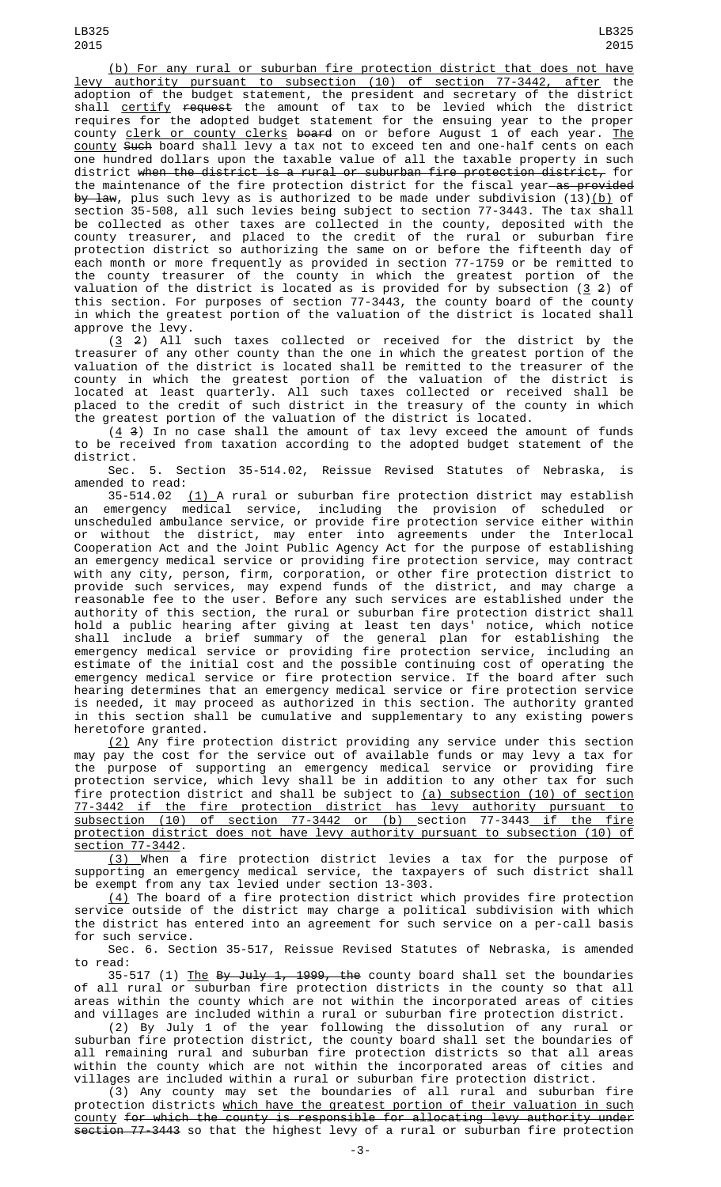(b) For any rural or suburban fire protection district that does not have levy authority pursuant to subsection (10) of section 77-3442, after the adoption of the budget statement, the president and secretary of the district shall certify ~~request~~ the amount of tax to be levied which the district requires for the adopted budget statement for the ensuing year to the proper county clerk or county clerks ~~board~~ on or before August 1 of each year. The county ~~Such~~ board shall levy a tax not to exceed ten and one-half cents on each one hundred dollars upon the taxable value of all the taxable property in such district ~~when the district is a rural or suburban fire protection district,~~ for the maintenance of the fire protection district for the fiscal year~~, as provided by law~~, plus such levy as is authorized to be made under subdivision (13)(b) of section 35-508, all such levies being subject to section 77-3443. The tax shall be collected as other taxes are collected in the county, deposited with the county treasurer, and placed to the credit of the rural or suburban fire protection district so authorizing the same on or before the fifteenth day of each month or more frequently as provided in section 77-1759 or be remitted to the county treasurer of the county in which the greatest portion of the valuation of the district is located as is provided for by subsection (3 ~~2~~) of this section. For purposes of section 77-3443, the county board of the county in which the greatest portion of the valuation of the district is located shall approve the levy.

(3 ~~2~~) All such taxes collected or received for the district by the treasurer of any other county than the one in which the greatest portion of the valuation of the district is located shall be remitted to the treasurer of the county in which the greatest portion of the valuation of the district is located at least quarterly. All such taxes collected or received shall be placed to the credit of such district in the treasury of the county in which the greatest portion of the valuation of the district is located.

(4 ~~3~~) In no case shall the amount of tax levy exceed the amount of funds to be received from taxation according to the adopted budget statement of the district.

Sec. 5. Section 35-514.02, Reissue Revised Statutes of Nebraska, is amended to read:

35-514.02 (1) A rural or suburban fire protection district may establish an emergency medical service, including the provision of scheduled or unscheduled ambulance service, or provide fire protection service either within or without the district, may enter into agreements under the Interlocal Cooperation Act and the Joint Public Agency Act for the purpose of establishing an emergency medical service or providing fire protection service, may contract with any city, person, firm, corporation, or other fire protection district to provide such services, may expend funds of the district, and may charge a reasonable fee to the user. Before any such services are established under the authority of this section, the rural or suburban fire protection district shall hold a public hearing after giving at least ten days' notice, which notice shall include a brief summary of the general plan for establishing the emergency medical service or providing fire protection service, including an estimate of the initial cost and the possible continuing cost of operating the emergency medical service or fire protection service. If the board after such hearing determines that an emergency medical service or fire protection service is needed, it may proceed as authorized in this section. The authority granted in this section shall be cumulative and supplementary to any existing powers heretofore granted.

(2) Any fire protection district providing any service under this section may pay the cost for the service out of available funds or may levy a tax for the purpose of supporting an emergency medical service or providing fire protection service, which levy shall be in addition to any other tax for such fire protection district and shall be subject to (a) subsection (10) of section 77-3442 if the fire protection district has levy authority pursuant to subsection (10) of section 77-3442 or (b) section 77-3443 if the fire protection district does not have levy authority pursuant to subsection (10) of section 77-3442.

(3) When a fire protection district levies a tax for the purpose of supporting an emergency medical service, the taxpayers of such district shall be exempt from any tax levied under section 13-303.

(4) The board of a fire protection district which provides fire protection service outside of the district may charge a political subdivision with which the district has entered into an agreement for such service on a per-call basis for such service.

Sec. 6. Section 35-517, Reissue Revised Statutes of Nebraska, is amended to read:

35-517 (1) The ~~By July 1, 1999, the~~ county board shall set the boundaries of all rural or suburban fire protection districts in the county so that all areas within the county which are not within the incorporated areas of cities and villages are included within a rural or suburban fire protection district.

(2) By July 1 of the year following the dissolution of any rural or suburban fire protection district, the county board shall set the boundaries of all remaining rural and suburban fire protection districts so that all areas within the county which are not within the incorporated areas of cities and villages are included within a rural or suburban fire protection district.

(3) Any county may set the boundaries of all rural and suburban fire protection districts which have the greatest portion of their valuation in such county ~~for which the county is responsible for allocating levy authority under section 77-3443~~ so that the highest levy of a rural or suburban fire protection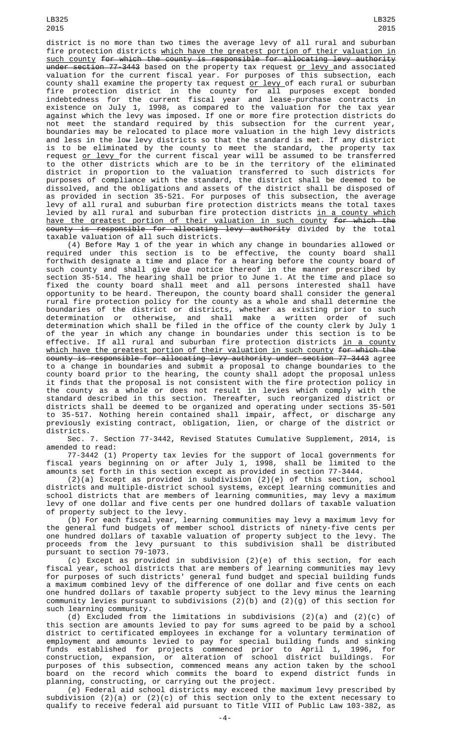district is no more than two times the average levy of all rural and suburban fire protection districts which have the greatest portion of their valuation in such county for which the county is responsible for allocating levy authority under section 77-3443 based on the property tax request or levy and associated valuation for the current fiscal year. For purposes of this subsection, each county shall examine the property tax request or levy of each rural or suburban fire protection district in the county for all purposes except bonded indebtedness for the current fiscal year and lease-purchase contracts in existence on July 1, 1998, as compared to the valuation for the tax year against which the levy was imposed. If one or more fire protection districts do not meet the standard required by this subsection for the current year, boundaries may be relocated to place more valuation in the high levy districts and less in the low levy districts so that the standard is met. If any district is to be eliminated by the county to meet the standard, the property tax request or levy for the current fiscal year will be assumed to be transferred to the other districts which are to be in the territory of the eliminated district in proportion to the valuation transferred to such districts for purposes of compliance with the standard, the district shall be deemed to be dissolved, and the obligations and assets of the district shall be disposed of as provided in section 35-521. For purposes of this subsection, the average levy of all rural and suburban fire protection districts means the total taxes levied by all rural and suburban fire protection districts in a county which have the greatest portion of their valuation in such county for which the county is responsible for allocating levy authority divided by the total taxable valuation of all such districts.

(4) Before May 1 of the year in which any change in boundaries allowed or required under this section is to be effective, the county board shall forthwith designate a time and place for a hearing before the county board of such county and shall give due notice thereof in the manner prescribed by section 35-514. The hearing shall be prior to June 1. At the time and place so fixed the county board shall meet and all persons interested shall have opportunity to be heard. Thereupon, the county board shall consider the general rural fire protection policy for the county as a whole and shall determine the boundaries of the district or districts, whether as existing prior to such determination or otherwise, and shall make a written order of such determination which shall be filed in the office of the county clerk by July 1 of the year in which any change in boundaries under this section is to be effective. If all rural and suburban fire protection districts in a county which have the greatest portion of their valuation in such county for which the county is responsible for allocating levy authority under section 77-3443 agree to a change in boundaries and submit a proposal to change boundaries to the county board prior to the hearing, the county shall adopt the proposal unless it finds that the proposal is not consistent with the fire protection policy in the county as a whole or does not result in levies which comply with the standard described in this section. Thereafter, such reorganized district or districts shall be deemed to be organized and operating under sections 35-501 to 35-517. Nothing herein contained shall impair, affect, or discharge any previously existing contract, obligation, lien, or charge of the district or districts.

Sec. 7. Section 77-3442, Revised Statutes Cumulative Supplement, 2014, is amended to read:

77-3442 (1) Property tax levies for the support of local governments for fiscal years beginning on or after July 1, 1998, shall be limited to the amounts set forth in this section except as provided in section 77-3444.

(2)(a) Except as provided in subdivision (2)(e) of this section, school districts and multiple-district school systems, except learning communities and school districts that are members of learning communities, may levy a maximum levy of one dollar and five cents per one hundred dollars of taxable valuation of property subject to the levy.

(b) For each fiscal year, learning communities may levy a maximum levy for the general fund budgets of member school districts of ninety-five cents per one hundred dollars of taxable valuation of property subject to the levy. The proceeds from the levy pursuant to this subdivision shall be distributed pursuant to section 79-1073.

(c) Except as provided in subdivision (2)(e) of this section, for each fiscal year, school districts that are members of learning communities may levy for purposes of such districts' general fund budget and special building funds a maximum combined levy of the difference of one dollar and five cents on each one hundred dollars of taxable property subject to the levy minus the learning community levies pursuant to subdivisions (2)(b) and (2)(g) of this section for such learning community.

(d) Excluded from the limitations in subdivisions (2)(a) and (2)(c) of this section are amounts levied to pay for sums agreed to be paid by a school district to certificated employees in exchange for a voluntary termination of employment and amounts levied to pay for special building funds and sinking funds established for projects commenced prior to April 1, 1996, for construction, expansion, or alteration of school district buildings. For purposes of this subsection, commenced means any action taken by the school board on the record which commits the board to expend district funds in planning, constructing, or carrying out the project.

(e) Federal aid school districts may exceed the maximum levy prescribed by subdivision (2)(a) or (2)(c) of this section only to the extent necessary to qualify to receive federal aid pursuant to Title VIII of Public Law 103-382, as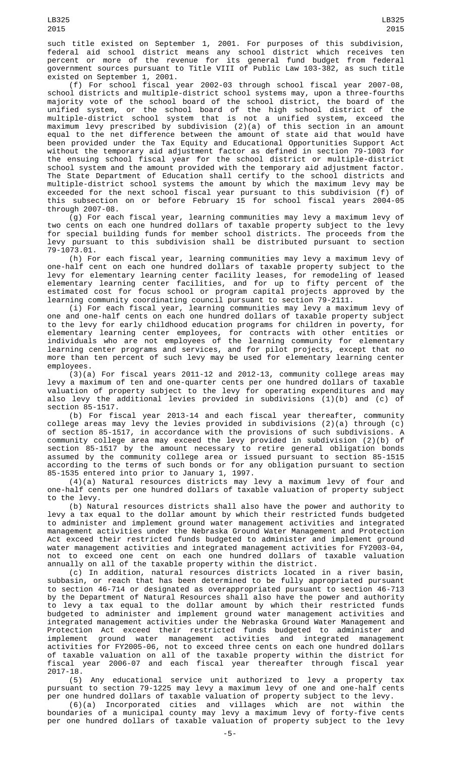such title existed on September 1, 2001. For purposes of this subdivision, federal aid school district means any school district which receives ten percent or more of the revenue for its general fund budget from federal government sources pursuant to Title VIII of Public Law 103-382, as such title existed on September 1, 2001.

(f) For school fiscal year 2002-03 through school fiscal year 2007-08, school districts and multiple-district school systems may, upon a three-fourths majority vote of the school board of the school district, the board of the unified system, or the school board of the high school district of the multiple-district school system that is not a unified system, exceed the maximum levy prescribed by subdivision (2)(a) of this section in an amount equal to the net difference between the amount of state aid that would have been provided under the Tax Equity and Educational Opportunities Support Act without the temporary aid adjustment factor as defined in section 79-1003 for the ensuing school fiscal year for the school district or multiple-district school system and the amount provided with the temporary aid adjustment factor. The State Department of Education shall certify to the school districts and multiple-district school systems the amount by which the maximum levy may be exceeded for the next school fiscal year pursuant to this subdivision (f) of this subsection on or before February 15 for school fiscal years 2004-05 through 2007-08.

(g) For each fiscal year, learning communities may levy a maximum levy of two cents on each one hundred dollars of taxable property subject to the levy for special building funds for member school districts. The proceeds from the levy pursuant to this subdivision shall be distributed pursuant to section 79-1073.01.

(h) For each fiscal year, learning communities may levy a maximum levy of one-half cent on each one hundred dollars of taxable property subject to the levy for elementary learning center facility leases, for remodeling of leased elementary learning center facilities, and for up to fifty percent of the estimated cost for focus school or program capital projects approved by the learning community coordinating council pursuant to section 79-2111.

(i) For each fiscal year, learning communities may levy a maximum levy of one and one-half cents on each one hundred dollars of taxable property subject to the levy for early childhood education programs for children in poverty, for elementary learning center employees, for contracts with other entities or individuals who are not employees of the learning community for elementary learning center programs and services, and for pilot projects, except that no more than ten percent of such levy may be used for elementary learning center employees.

(3)(a) For fiscal years 2011-12 and 2012-13, community college areas may levy a maximum of ten and one-quarter cents per one hundred dollars of taxable valuation of property subject to the levy for operating expenditures and may also levy the additional levies provided in subdivisions (1)(b) and (c) of section 85-1517.

(b) For fiscal year 2013-14 and each fiscal year thereafter, community college areas may levy the levies provided in subdivisions (2)(a) through (c) of section 85-1517, in accordance with the provisions of such subdivisions. A community college area may exceed the levy provided in subdivision (2)(b) of section 85-1517 by the amount necessary to retire general obligation bonds assumed by the community college area or issued pursuant to section 85-1515 according to the terms of such bonds or for any obligation pursuant to section 85-1535 entered into prior to January 1, 1997.

(4)(a) Natural resources districts may levy a maximum levy of four and one-half cents per one hundred dollars of taxable valuation of property subject to the levy.

(b) Natural resources districts shall also have the power and authority to levy a tax equal to the dollar amount by which their restricted funds budgeted to administer and implement ground water management activities and integrated management activities under the Nebraska Ground Water Management and Protection Act exceed their restricted funds budgeted to administer and implement ground water management activities and integrated management activities for FY2003-04, not to exceed one cent on each one hundred dollars of taxable valuation annually on all of the taxable property within the district.

(c) In addition, natural resources districts located in a river basin, subbasin, or reach that has been determined to be fully appropriated pursuant to section 46-714 or designated as overappropriated pursuant to section 46-713 by the Department of Natural Resources shall also have the power and authority to levy a tax equal to the dollar amount by which their restricted funds budgeted to administer and implement ground water management activities and integrated management activities under the Nebraska Ground Water Management and Protection Act exceed their restricted funds budgeted to administer and implement ground water management activities and integrated management activities for FY2005-06, not to exceed three cents on each one hundred dollars of taxable valuation on all of the taxable property within the district for fiscal year 2006-07 and each fiscal year thereafter through fiscal year 2017-18.

(5) Any educational service unit authorized to levy a property tax pursuant to section 79-1225 may levy a maximum levy of one and one-half cents per one hundred dollars of taxable valuation of property subject to the levy.

(6)(a) Incorporated cities and villages which are not within the boundaries of a municipal county may levy a maximum levy of forty-five cents per one hundred dollars of taxable valuation of property subject to the levy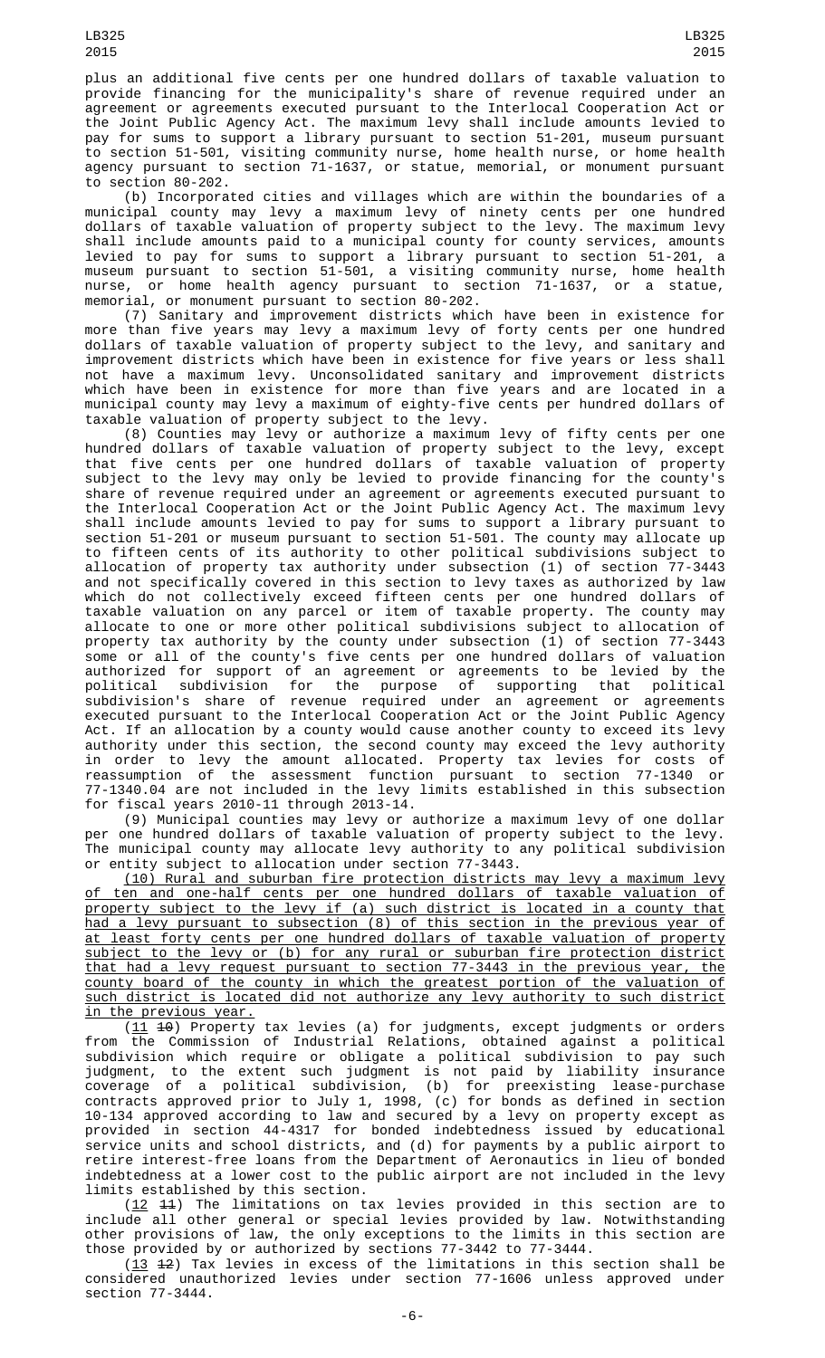plus an additional five cents per one hundred dollars of taxable valuation to provide financing for the municipality's share of revenue required under an agreement or agreements executed pursuant to the Interlocal Cooperation Act or the Joint Public Agency Act. The maximum levy shall include amounts levied to pay for sums to support a library pursuant to section 51-201, museum pursuant to section 51-501, visiting community nurse, home health nurse, or home health agency pursuant to section 71-1637, or statue, memorial, or monument pursuant to section 80-202.

(b) Incorporated cities and villages which are within the boundaries of a municipal county may levy a maximum levy of ninety cents per one hundred dollars of taxable valuation of property subject to the levy. The maximum levy shall include amounts paid to a municipal county for county services, amounts levied to pay for sums to support a library pursuant to section 51-201, a museum pursuant to section 51-501, a visiting community nurse, home health nurse, or home health agency pursuant to section 71-1637, or a statue, memorial, or monument pursuant to section 80-202.

(7) Sanitary and improvement districts which have been in existence for more than five years may levy a maximum levy of forty cents per one hundred dollars of taxable valuation of property subject to the levy, and sanitary and improvement districts which have been in existence for five years or less shall not have a maximum levy. Unconsolidated sanitary and improvement districts which have been in existence for more than five years and are located in a municipal county may levy a maximum of eighty-five cents per hundred dollars of taxable valuation of property subject to the levy.

(8) Counties may levy or authorize a maximum levy of fifty cents per one hundred dollars of taxable valuation of property subject to the levy, except that five cents per one hundred dollars of taxable valuation of property subject to the levy may only be levied to provide financing for the county's share of revenue required under an agreement or agreements executed pursuant to the Interlocal Cooperation Act or the Joint Public Agency Act. The maximum levy shall include amounts levied to pay for sums to support a library pursuant to section 51-201 or museum pursuant to section 51-501. The county may allocate up to fifteen cents of its authority to other political subdivisions subject to allocation of property tax authority under subsection (1) of section 77-3443 and not specifically covered in this section to levy taxes as authorized by law which do not collectively exceed fifteen cents per one hundred dollars of taxable valuation on any parcel or item of taxable property. The county may allocate to one or more other political subdivisions subject to allocation of property tax authority by the county under subsection (1) of section 77-3443 some or all of the county's five cents per one hundred dollars of valuation authorized for support of an agreement or agreements to be levied by the political subdivision for the purpose of supporting that political subdivision's share of revenue required under an agreement or agreements executed pursuant to the Interlocal Cooperation Act or the Joint Public Agency Act. If an allocation by a county would cause another county to exceed its levy authority under this section, the second county may exceed the levy authority in order to levy the amount allocated. Property tax levies for costs of reassumption of the assessment function pursuant to section 77-1340 or 77-1340.04 are not included in the levy limits established in this subsection for fiscal years 2010-11 through 2013-14.

(9) Municipal counties may levy or authorize a maximum levy of one dollar per one hundred dollars of taxable valuation of property subject to the levy. The municipal county may allocate levy authority to any political subdivision or entity subject to allocation under section 77-3443.

(10) Rural and suburban fire protection districts may levy a maximum levy of ten and one-half cents per one hundred dollars of taxable valuation of property subject to the levy if (a) such district is located in a county that had a levy pursuant to subsection (8) of this section in the previous year of at least forty cents per one hundred dollars of taxable valuation of property subject to the levy or (b) for any rural or suburban fire protection district that had a levy request pursuant to section 77-3443 in the previous year, the county board of the county in which the greatest portion of the valuation of such district is located did not authorize any levy authority to such district in the previous year.

(11 ~~10~~) Property tax levies (a) for judgments, except judgments or orders from the Commission of Industrial Relations, obtained against a political subdivision which require or obligate a political subdivision to pay such judgment, to the extent such judgment is not paid by liability insurance coverage of a political subdivision, (b) for preexisting lease-purchase contracts approved prior to July 1, 1998, (c) for bonds as defined in section 10-134 approved according to law and secured by a levy on property except as provided in section 44-4317 for bonded indebtedness issued by educational service units and school districts, and (d) for payments by a public airport to retire interest-free loans from the Department of Aeronautics in lieu of bonded indebtedness at a lower cost to the public airport are not included in the levy limits established by this section.

(12 ~~11~~) The limitations on tax levies provided in this section are to include all other general or special levies provided by law. Notwithstanding other provisions of law, the only exceptions to the limits in this section are those provided by or authorized by sections 77-3442 to 77-3444.

(13 ~~12~~) Tax levies in excess of the limitations in this section shall be considered unauthorized levies under section 77-1606 unless approved under section 77-3444.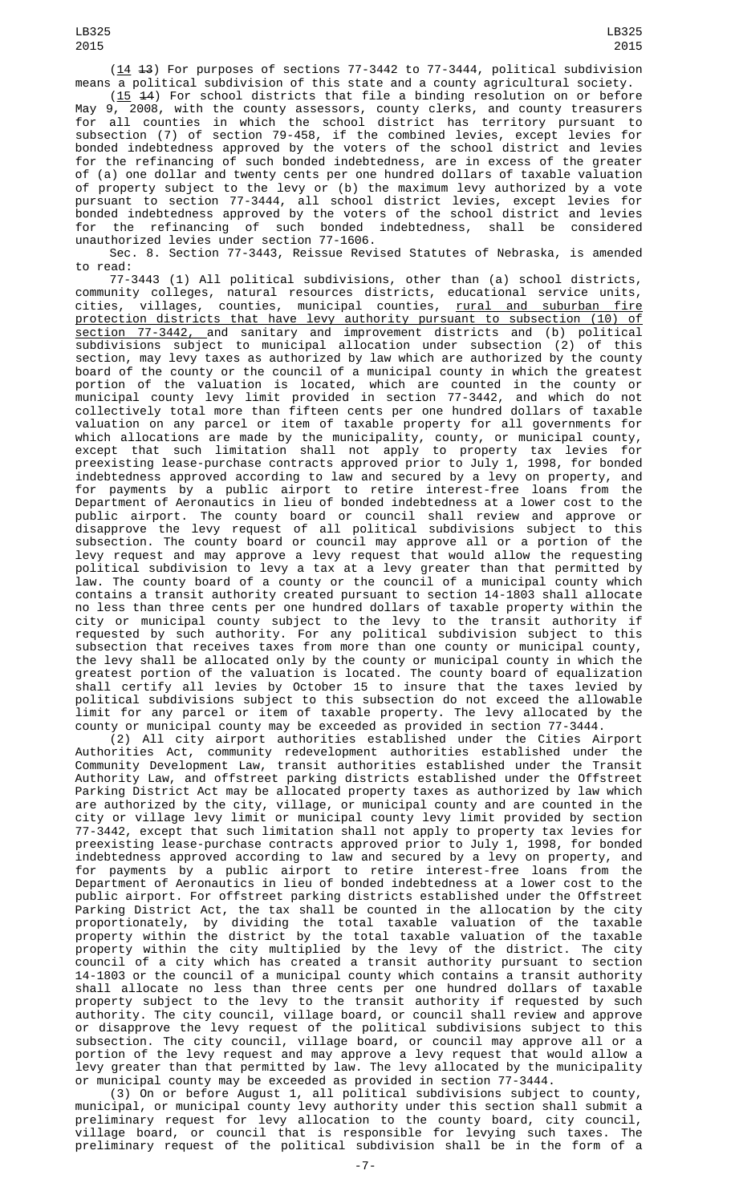(<u>14</u> ~~13~~) For purposes of sections 77-3442 to 77-3444, political subdivision means a political subdivision of this state and a county agricultural society.

(<u>15</u> ~~14~~) For school districts that file a binding resolution on or before May 9, 2008, with the county assessors, county clerks, and county treasurers for all counties in which the school district has territory pursuant to subsection (7) of section 79-458, if the combined levies, except levies for bonded indebtedness approved by the voters of the school district and levies for the refinancing of such bonded indebtedness, are in excess of the greater of (a) one dollar and twenty cents per one hundred dollars of taxable valuation of property subject to the levy or (b) the maximum levy authorized by a vote pursuant to section 77-3444, all school district levies, except levies for bonded indebtedness approved by the voters of the school district and levies for the refinancing of such bonded indebtedness, shall be considered unauthorized levies under section 77-1606.

Sec. 8. Section 77-3443, Reissue Revised Statutes of Nebraska, is amended to read:

77-3443 (1) All political subdivisions, other than (a) school districts, community colleges, natural resources districts, educational service units, cities, villages, counties, municipal counties, <u>rural and suburban fire protection districts that have levy authority pursuant to subsection (10) of section 77-3442,</u> and sanitary and improvement districts and (b) political subdivisions subject to municipal allocation under subsection (2) of this section, may levy taxes as authorized by law which are authorized by the county board of the county or the council of a municipal county in which the greatest portion of the valuation is located, which are counted in the county or municipal county levy limit provided in section 77-3442, and which do not collectively total more than fifteen cents per one hundred dollars of taxable valuation on any parcel or item of taxable property for all governments for which allocations are made by the municipality, county, or municipal county, except that such limitation shall not apply to property tax levies for preexisting lease-purchase contracts approved prior to July 1, 1998, for bonded indebtedness approved according to law and secured by a levy on property, and for payments by a public airport to retire interest-free loans from the Department of Aeronautics in lieu of bonded indebtedness at a lower cost to the public airport. The county board or council shall review and approve or disapprove the levy request of all political subdivisions subject to this subsection. The county board or council may approve all or a portion of the levy request and may approve a levy request that would allow the requesting political subdivision to levy a tax at a levy greater than that permitted by law. The county board of a county or the council of a municipal county which contains a transit authority created pursuant to section 14-1803 shall allocate no less than three cents per one hundred dollars of taxable property within the city or municipal county subject to the levy to the transit authority if requested by such authority. For any political subdivision subject to this subsection that receives taxes from more than one county or municipal county, the levy shall be allocated only by the county or municipal county in which the greatest portion of the valuation is located. The county board of equalization shall certify all levies by October 15 to insure that the taxes levied by political subdivisions subject to this subsection do not exceed the allowable limit for any parcel or item of taxable property. The levy allocated by the county or municipal county may be exceeded as provided in section 77-3444.

(2) All city airport authorities established under the Cities Airport Authorities Act, community redevelopment authorities established under the Community Development Law, transit authorities established under the Transit Authority Law, and offstreet parking districts established under the Offstreet Parking District Act may be allocated property taxes as authorized by law which are authorized by the city, village, or municipal county and are counted in the city or village levy limit or municipal county levy limit provided by section 77-3442, except that such limitation shall not apply to property tax levies for preexisting lease-purchase contracts approved prior to July 1, 1998, for bonded indebtedness approved according to law and secured by a levy on property, and for payments by a public airport to retire interest-free loans from the Department of Aeronautics in lieu of bonded indebtedness at a lower cost to the public airport. For offstreet parking districts established under the Offstreet Parking District Act, the tax shall be counted in the allocation by the city proportionately, by dividing the total taxable valuation of the taxable property within the district by the total taxable valuation of the taxable property within the city multiplied by the levy of the district. The city council of a city which has created a transit authority pursuant to section 14-1803 or the council of a municipal county which contains a transit authority shall allocate no less than three cents per one hundred dollars of taxable property subject to the levy to the transit authority if requested by such authority. The city council, village board, or council shall review and approve or disapprove the levy request of the political subdivisions subject to this subsection. The city council, village board, or council may approve all or a portion of the levy request and may approve a levy request that would allow a levy greater than that permitted by law. The levy allocated by the municipality or municipal county may be exceeded as provided in section 77-3444.

(3) On or before August 1, all political subdivisions subject to county, municipal, or municipal county levy authority under this section shall submit a preliminary request for levy allocation to the county board, city council, village board, or council that is responsible for levying such taxes. The preliminary request of the political subdivision shall be in the form of a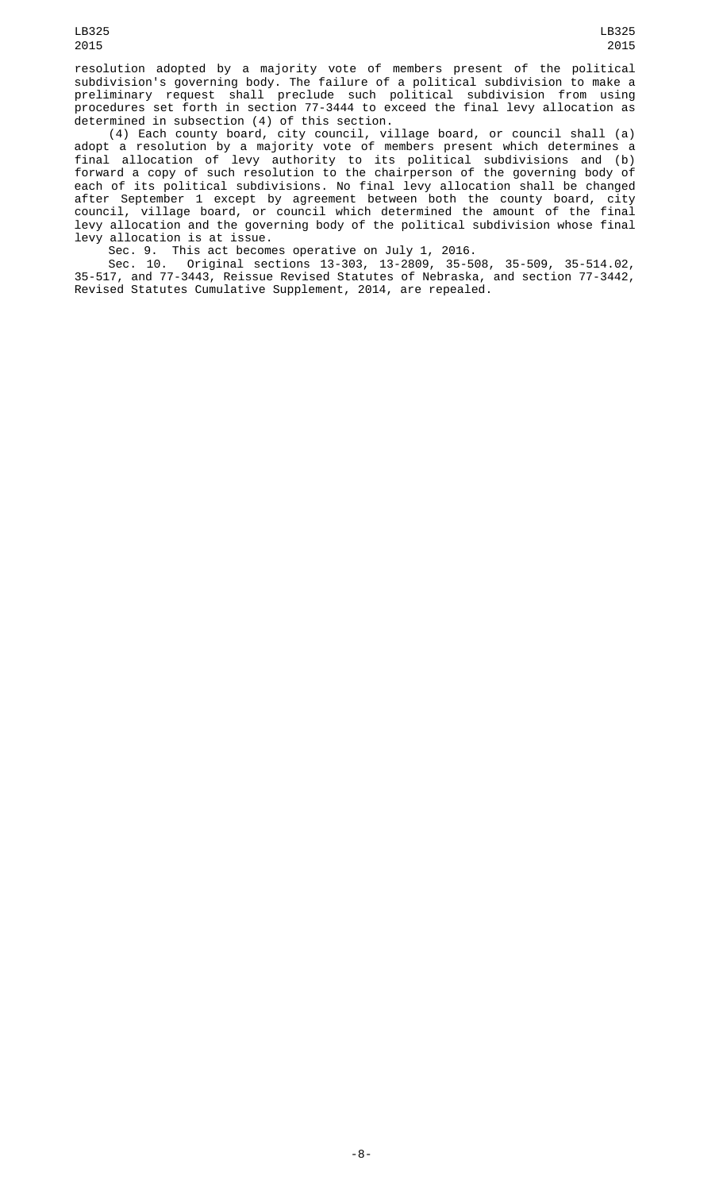resolution adopted by a majority vote of members present of the political subdivision's governing body. The failure of a political subdivision to make a preliminary request shall preclude such political subdivision from using procedures set forth in section 77-3444 to exceed the final levy allocation as determined in subsection (4) of this section.

(4) Each county board, city council, village board, or council shall (a) adopt a resolution by a majority vote of members present which determines a final allocation of levy authority to its political subdivisions and (b) forward a copy of such resolution to the chairperson of the governing body of each of its political subdivisions. No final levy allocation shall be changed after September 1 except by agreement between both the county board, city council, village board, or council which determined the amount of the final levy allocation and the governing body of the political subdivision whose final levy allocation is at issue.

Sec. 9. This act becomes operative on July 1, 2016.

Sec. 10. Original sections 13-303, 13-2809, 35-508, 35-509, 35-514.02, 35-517, and 77-3443, Reissue Revised Statutes of Nebraska, and section 77-3442, Revised Statutes Cumulative Supplement, 2014, are repealed.